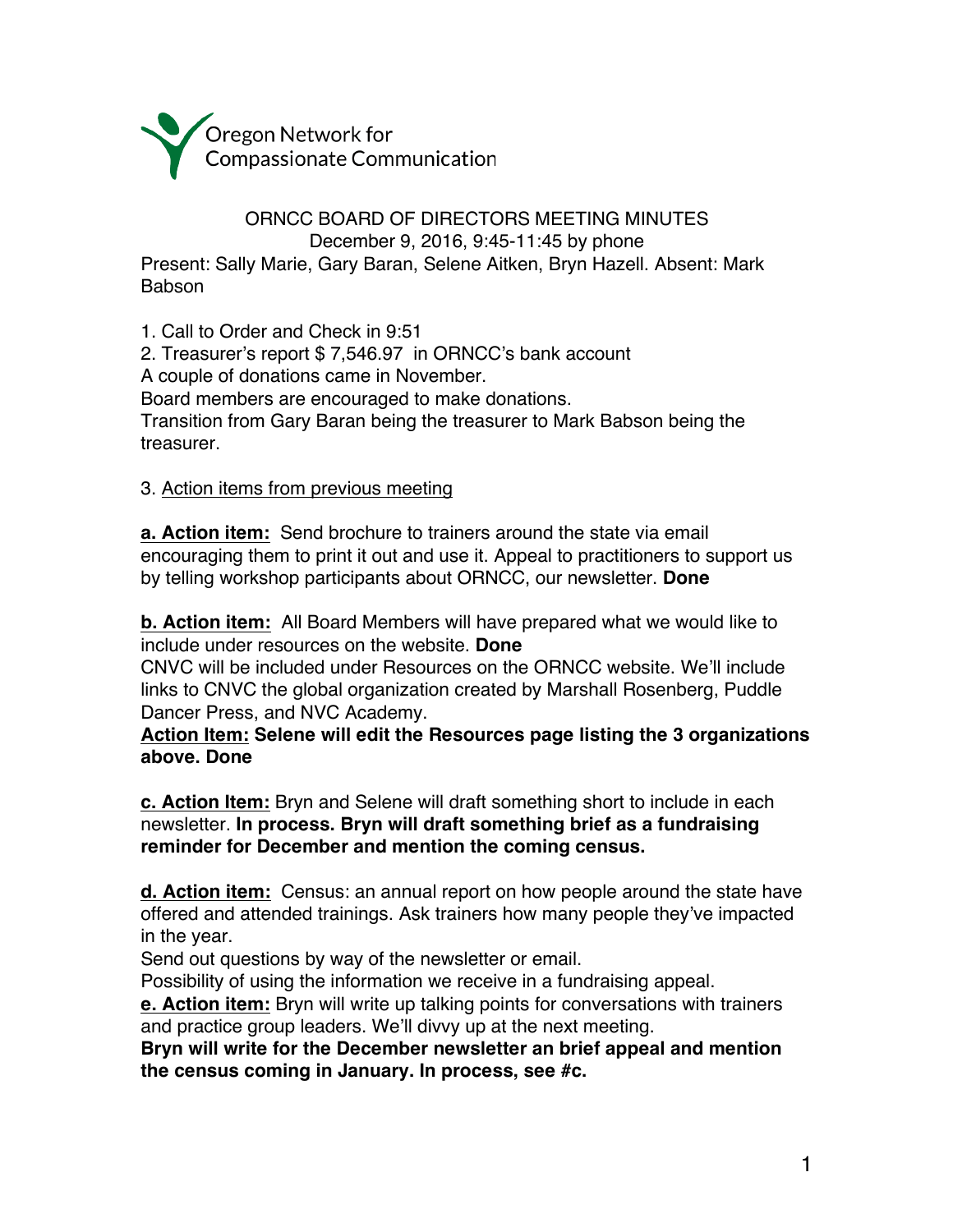Oregon Network for Compassionate Communication

# ORNCC BOARD OF DIRECTORS MEETING MINUTES

December 9, 2016, 9:45-11:45 by phone

Present: Sally Marie, Gary Baran, Selene Aitken, Bryn Hazell. Absent: Mark Babson

1. Call to Order and Check in 9:51
2. Treasurer's report $ 7,546.97 in ORNCC's bank account

A couple of donations came in November.

Board members are encouraged to make donations.

Transition from Gary Baran being the treasurer to Mark Babson being the treasurer.

3. Action items from previous meeting

**a. Action item:** Send brochure to trainers around the state via email encouraging them to print it out and use it. Appeal to practitioners to support us by telling workshop participants about ORNCC, our newsletter. **Done**

**b. Action item:** All Board Members will have prepared what we would like to include under resources on the website. **Done**

CNVC will be included under Resources on the ORNCC website. We'll include links to CNVC the global organization created by Marshall Rosenberg, Puddle Dancer Press, and NVC Academy.

**Action Item: Selene will edit the Resources page listing the 3 organizations above. Done**

**c. Action Item:** Bryn and Selene will draft something short to include in each newsletter. **In process. Bryn will draft something brief as a fundraising reminder for December and mention the coming census.**

**d. Action item:** Census: an annual report on how people around the state have offered and attended trainings. Ask trainers how many people they've impacted in the year.

Send out questions by way of the newsletter or email.

Possibility of using the information we receive in a fundraising appeal.

**e. Action item:** Bryn will write up talking points for conversations with trainers and practice group leaders. We'll divvy up at the next meeting.

**Bryn will write for the December newsletter an brief appeal and mention the census coming in January. In process, see #c.**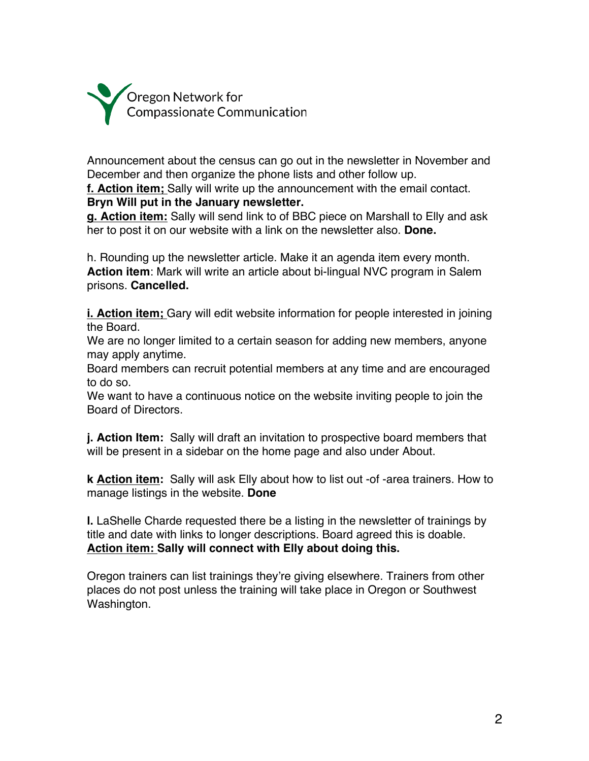Oregon Network for Compassionate Communication

Announcement about the census can go out in the newsletter in November and December and then organize the phone lists and other follow up.
**f. Action item;** Sally will write up the announcement with the email contact. **Bryn Will put in the January newsletter.**
**g. Action item:** Sally will send link to of BBC piece on Marshall to Elly and ask her to post it on our website with a link on the newsletter also. **Done.**

h. Rounding up the newsletter article. Make it an agenda item every month.
**Action item**: Mark will write an article about bi-lingual NVC program in Salem prisons. **Cancelled.**

**i. Action item;** Gary will edit website information for people interested in joining the Board.
We are no longer limited to a certain season for adding new members, anyone may apply anytime.
Board members can recruit potential members at any time and are encouraged to do so.
We want to have a continuous notice on the website inviting people to join the Board of Directors.

**j. Action Item:** Sally will draft an invitation to prospective board members that will be present in a sidebar on the home page and also under About.

**k Action item:** Sally will ask Elly about how to list out -of -area trainers. How to manage listings in the website. **Done**

**l.** LaShelle Charde requested there be a listing in the newsletter of trainings by title and date with links to longer descriptions. Board agreed this is doable.
**Action item: Sally will connect with Elly about doing this.**

Oregon trainers can list trainings they're giving elsewhere. Trainers from other places do not post unless the training will take place in Oregon or Southwest Washington.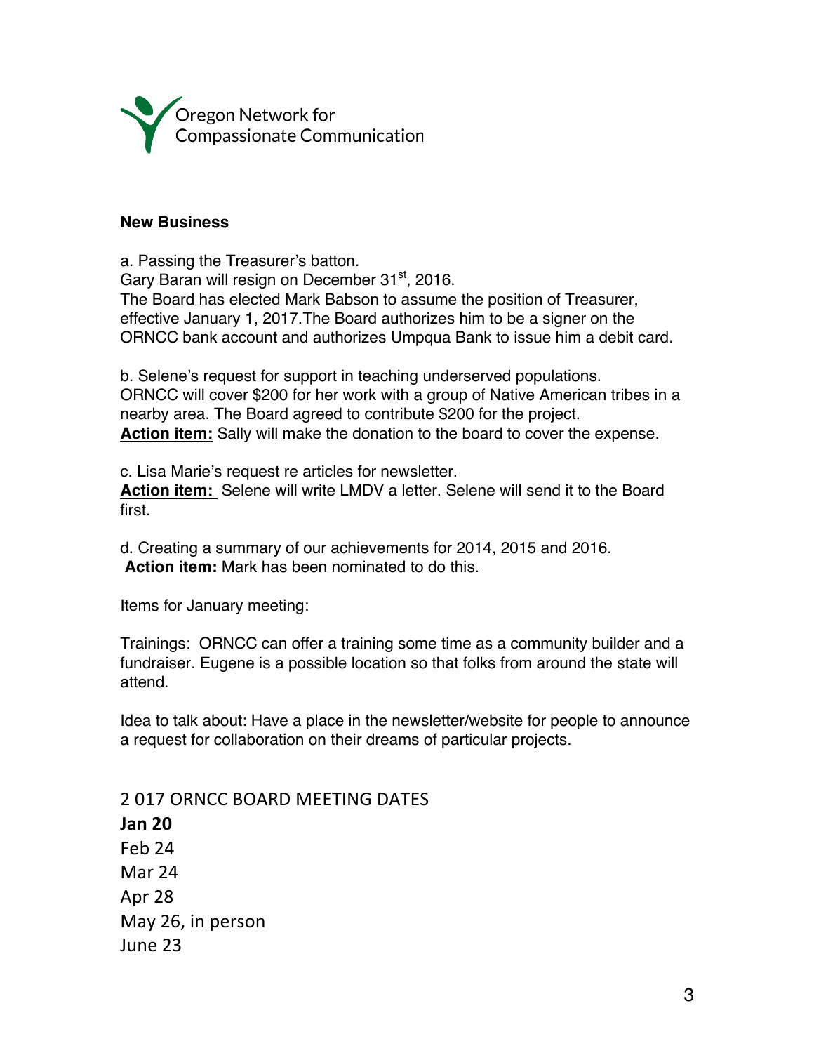Oregon Network for
Compassionate Communication

**New Business**

a. Passing the Treasurer's batton.
Gary Baran will resign on December 31st, 2016.
The Board has elected Mark Babson to assume the position of Treasurer, effective January 1, 2017.The Board authorizes him to be a signer on the ORNCC bank account and authorizes Umpqua Bank to issue him a debit card.

b. Selene's request for support in teaching underserved populations.
ORNCC will cover $200 for her work with a group of Native American tribes in a nearby area. The Board agreed to contribute $200 for the project.
**Action item:** Sally will make the donation to the board to cover the expense.

c. Lisa Marie's request re articles for newsletter.
**Action item:** Selene will write LMDV a letter. Selene will send it to the Board first.

d. Creating a summary of our achievements for 2014, 2015 and 2016.
**Action item:** Mark has been nominated to do this.

Items for January meeting:

Trainings: ORNCC can offer a training some time as a community builder and a fundraiser. Eugene is a possible location so that folks from around the state will attend.

Idea to talk about: Have a place in the newsletter/website for people to announce a request for collaboration on their dreams of particular projects.

2 017 ORNCC BOARD MEETING DATES
**Jan 20**
Feb 24
Mar 24
Apr 28
May 26, in person
June 23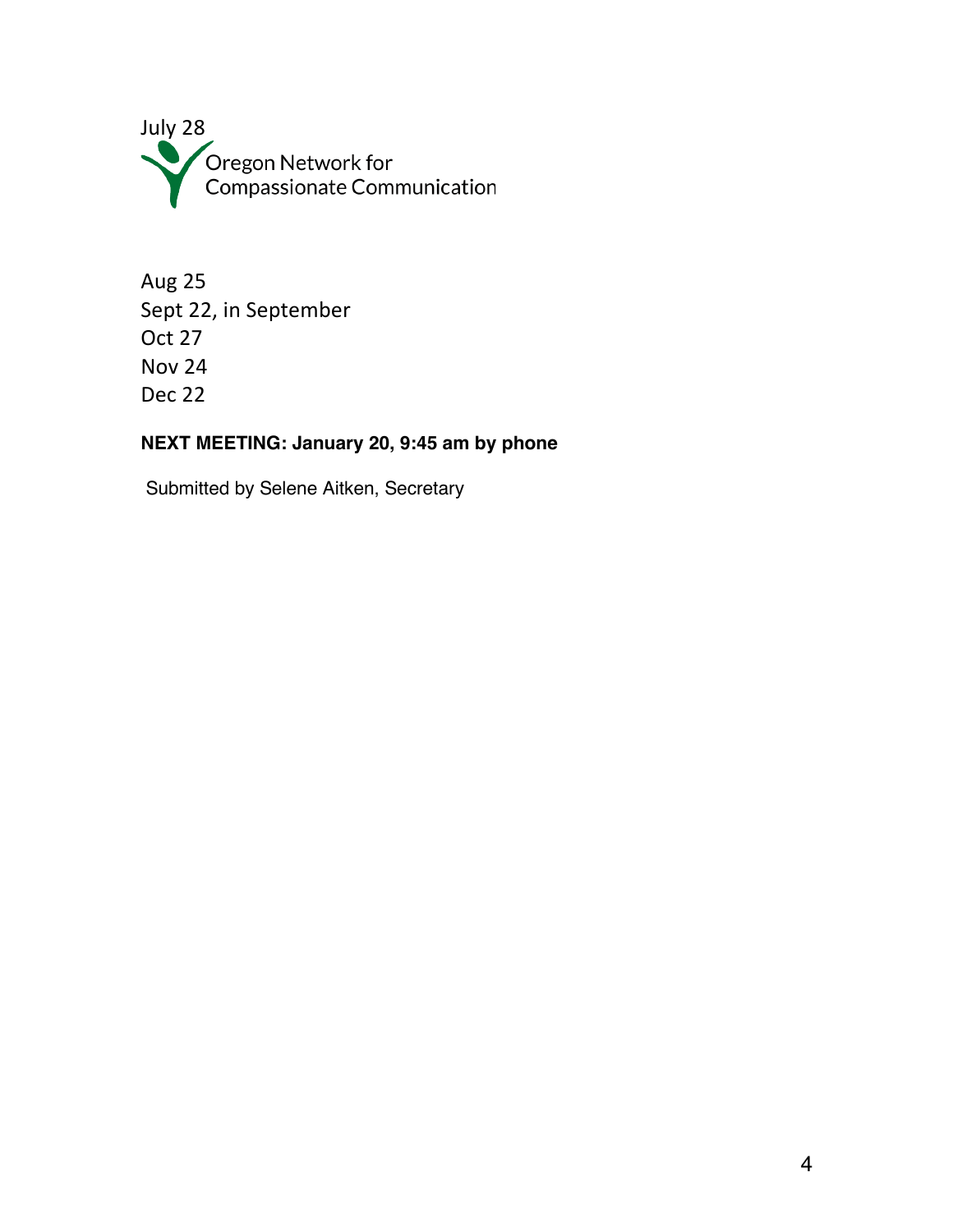July 28

Oregon Network for Compassionate Communication

Aug 25
Sept 22, in September
Oct 27
Nov 24
Dec 22

**NEXT MEETING: January 20, 9:45 am by phone**

Submitted by Selene Aitken, Secretary